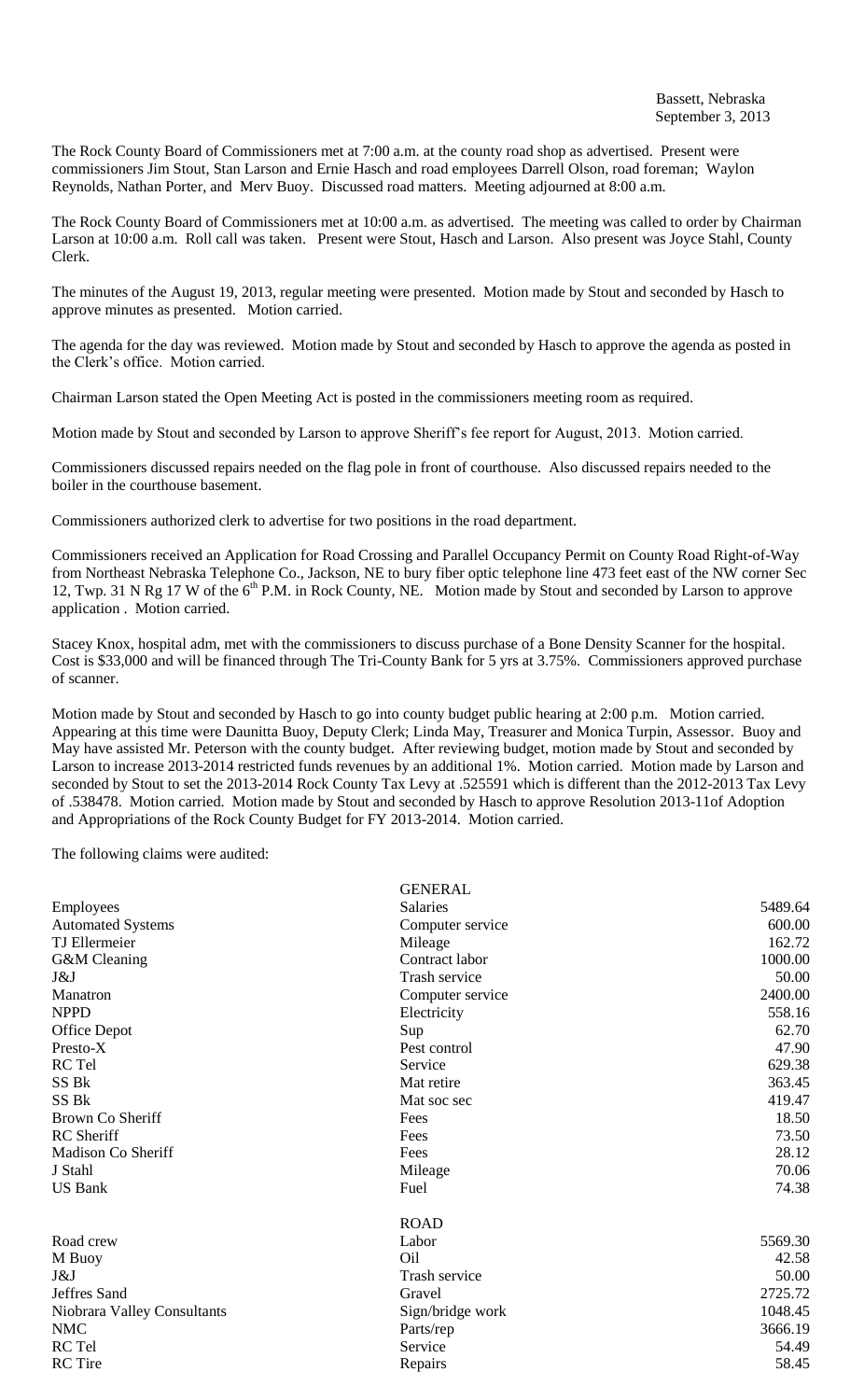Bassett, Nebraska
September 3, 2013

The Rock County Board of Commissioners met at 7:00 a.m. at the county road shop as advertised. Present were commissioners Jim Stout, Stan Larson and Ernie Hasch and road employees Darrell Olson, road foreman; Waylon Reynolds, Nathan Porter, and Merv Buoy. Discussed road matters. Meeting adjourned at 8:00 a.m.

The Rock County Board of Commissioners met at 10:00 a.m. as advertised. The meeting was called to order by Chairman Larson at 10:00 a.m. Roll call was taken. Present were Stout, Hasch and Larson. Also present was Joyce Stahl, County Clerk.

The minutes of the August 19, 2013, regular meeting were presented. Motion made by Stout and seconded by Hasch to approve minutes as presented. Motion carried.

The agenda for the day was reviewed. Motion made by Stout and seconded by Hasch to approve the agenda as posted in the Clerk's office. Motion carried.

Chairman Larson stated the Open Meeting Act is posted in the commissioners meeting room as required.

Motion made by Stout and seconded by Larson to approve Sheriff's fee report for August, 2013. Motion carried.

Commissioners discussed repairs needed on the flag pole in front of courthouse. Also discussed repairs needed to the boiler in the courthouse basement.

Commissioners authorized clerk to advertise for two positions in the road department.

Commissioners received an Application for Road Crossing and Parallel Occupancy Permit on County Road Right-of-Way from Northeast Nebraska Telephone Co., Jackson, NE to bury fiber optic telephone line 473 feet east of the NW corner Sec 12, Twp. 31 N Rg 17 W of the 6th P.M. in Rock County, NE. Motion made by Stout and seconded by Larson to approve application . Motion carried.

Stacey Knox, hospital adm, met with the commissioners to discuss purchase of a Bone Density Scanner for the hospital. Cost is $33,000 and will be financed through The Tri-County Bank for 5 yrs at 3.75%. Commissioners approved purchase of scanner.

Motion made by Stout and seconded by Hasch to go into county budget public hearing at 2:00 p.m. Motion carried. Appearing at this time were Daunitta Buoy, Deputy Clerk; Linda May, Treasurer and Monica Turpin, Assessor. Buoy and May have assisted Mr. Peterson with the county budget. After reviewing budget, motion made by Stout and seconded by Larson to increase 2013-2014 restricted funds revenues by an additional 1%. Motion carried. Motion made by Larson and seconded by Stout to set the 2013-2014 Rock County Tax Levy at .525591 which is different than the 2012-2013 Tax Levy of .538478. Motion carried. Motion made by Stout and seconded by Hasch to approve Resolution 2013-11of Adoption and Appropriations of the Rock County Budget for FY 2013-2014. Motion carried.

The following claims were audited:

| | GENERAL | |
|---|---|---|
| Employees | Salaries | 5489.64 |
| Automated Systems | Computer service | 600.00 |
| TJ Ellermeier | Mileage | 162.72 |
| G&M Cleaning | Contract labor | 1000.00 |
| J&J | Trash service | 50.00 |
| Manatron | Computer service | 2400.00 |
| NPPD | Electricity | 558.16 |
| Office Depot | Sup | 62.70 |
| Presto-X | Pest control | 47.90 |
| RC Tel | Service | 629.38 |
| SS Bk | Mat retire | 363.45 |
| SS Bk | Mat soc sec | 419.47 |
| Brown Co Sheriff | Fees | 18.50 |
| RC Sheriff | Fees | 73.50 |
| Madison Co Sheriff | Fees | 28.12 |
| J Stahl | Mileage | 70.06 |
| US Bank | Fuel | 74.38 |
| | ROAD | |
| Road crew | Labor | 5569.30 |
| M Buoy | Oil | 42.58 |
| J&J | Trash service | 50.00 |
| Jeffres Sand | Gravel | 2725.72 |
| Niobrara Valley Consultants | Sign/bridge work | 1048.45 |
| NMC | Parts/rep | 3666.19 |
| RC Tel | Service | 54.49 |
| RC Tire | Repairs | 58.45 |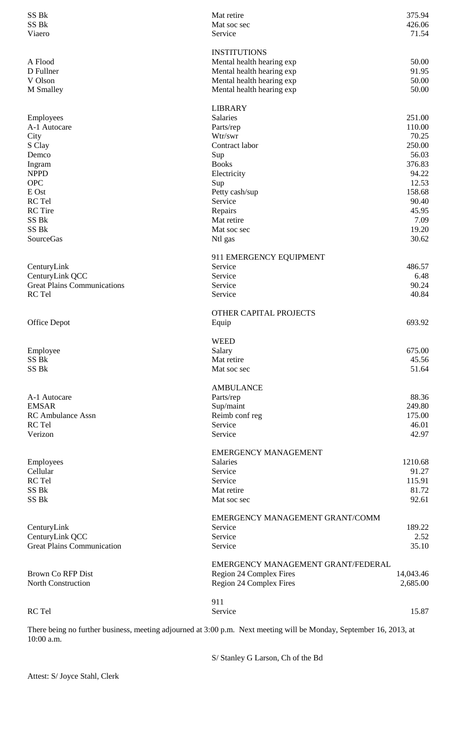| | | |
|---|---|---|
| SS Bk | Mat retire | 375.94 |
| SS Bk | Mat soc sec | 426.06 |
| Viaero | Service | 71.54 |
| | **INSTITUTIONS** | |
| A Flood | Mental health hearing exp | 50.00 |
| D Fullner | Mental health hearing exp | 91.95 |
| V Olson | Mental health hearing exp | 50.00 |
| M Smalley | Mental health hearing exp | 50.00 |
| | **LIBRARY** | |
| Employees | Salaries | 251.00 |
| A-1 Autocare | Parts/rep | 110.00 |
| City | Wtr/swr | 70.25 |
| S Clay | Contract labor | 250.00 |
| Demco | Sup | 56.03 |
| Ingram | Books | 376.83 |
| NPPD | Electricity | 94.22 |
| OPC | Sup | 12.53 |
| E Ost | Petty cash/sup | 158.68 |
| RC Tel | Service | 90.40 |
| RC Tire | Repairs | 45.95 |
| SS Bk | Mat retire | 7.09 |
| SS Bk | Mat soc sec | 19.20 |
| SourceGas | Ntl gas | 30.62 |
| | **911 EMERGENCY EQUIPMENT** | |
| CenturyLink | Service | 486.57 |
| CenturyLink QCC | Service | 6.48 |
| Great Plains Communications | Service | 90.24 |
| RC Tel | Service | 40.84 |
| | **OTHER CAPITAL PROJECTS** | |
| Office Depot | Equip | 693.92 |
| | **WEED** | |
| Employee | Salary | 675.00 |
| SS Bk | Mat retire | 45.56 |
| SS Bk | Mat soc sec | 51.64 |
| | **AMBULANCE** | |
| A-1 Autocare | Parts/rep | 88.36 |
| EMSAR | Sup/maint | 249.80 |
| RC Ambulance Assn | Reimb conf reg | 175.00 |
| RC Tel | Service | 46.01 |
| Verizon | Service | 42.97 |
| | **EMERGENCY MANAGEMENT** | |
| Employees | Salaries | 1210.68 |
| Cellular | Service | 91.27 |
| RC Tel | Service | 115.91 |
| SS Bk | Mat retire | 81.72 |
| SS Bk | Mat soc sec | 92.61 |
| | **EMERGENCY MANAGEMENT GRANT/COMM** | |
| CenturyLink | Service | 189.22 |
| CenturyLink QCC | Service | 2.52 |
| Great Plains Communication | Service | 35.10 |
| | **EMERGENCY MANAGEMENT GRANT/FEDERAL** | |
| Brown Co RFP Dist | Region 24 Complex Fires | 14,043.46 |
| North Construction | Region 24 Complex Fires | 2,685.00 |
| | **911** | |
| RC Tel | Service | 15.87 |

There being no further business, meeting adjourned at 3:00 p.m. Next meeting will be Monday, September 16, 2013, at 10:00 a.m.

S/ Stanley G Larson, Ch of the Bd

Attest: S/ Joyce Stahl, Clerk